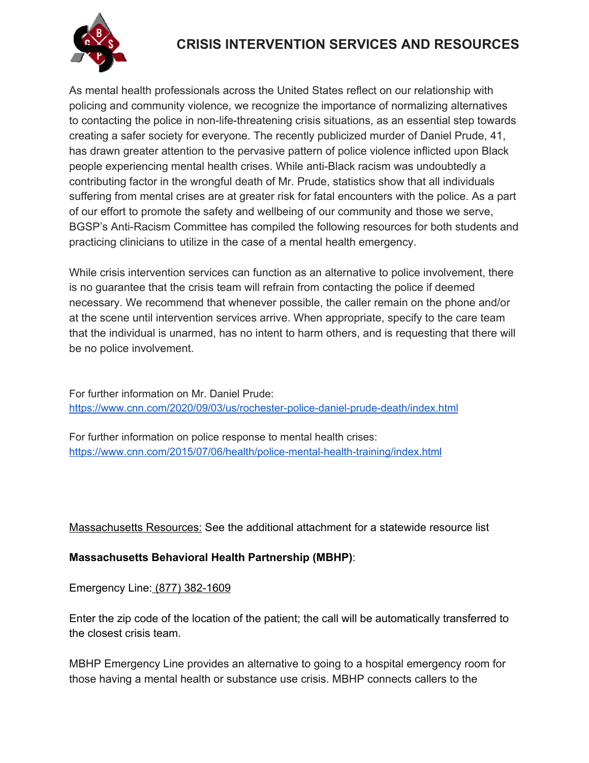# CRISIS INTERVENTION SERVICES AND RESOURCES

As mental health professionals across the United States reflect on our relationship with policing and community violence, we recognize the importance of normalizing alternatives to contacting the police in non-life-threatening crisis situations, as an essential step towards creating a safer society for everyone. The recently publicized murder of Daniel Prude, 41, has drawn greater attention to the pervasive pattern of police violence inflicted upon Black people experiencing mental health crises. While anti-Black racism was undoubtedly a contributing factor in the wrongful death of Mr. Prude, statistics show that all individuals suffering from mental crises are at greater risk for fatal encounters with the police. As a part of our effort to promote the safety and wellbeing of our community and those we serve, BGSP's Anti-Racism Committee has compiled the following resources for both students and practicing clinicians to utilize in the case of a mental health emergency.

While crisis intervention services can function as an alternative to police involvement, there is no guarantee that the crisis team will refrain from contacting the police if deemed necessary. We recommend that whenever possible, the caller remain on the phone and/or at the scene until intervention services arrive. When appropriate, specify to the care team that the individual is unarmed, has no intent to harm others, and is requesting that there will be no police involvement.

For further information on Mr. Daniel Prude:
https://www.cnn.com/2020/09/03/us/rochester-police-daniel-prude-death/index.html

For further information on police response to mental health crises:
https://www.cnn.com/2015/07/06/health/police-mental-health-training/index.html

Massachusetts Resources: See the additional attachment for a statewide resource list

**Massachusetts Behavioral Health Partnership (MBHP)**:

Emergency Line: (877) 382-1609

Enter the zip code of the location of the patient; the call will be automatically transferred to the closest crisis team.

MBHP Emergency Line provides an alternative to going to a hospital emergency room for those having a mental health or substance use crisis. MBHP connects callers to the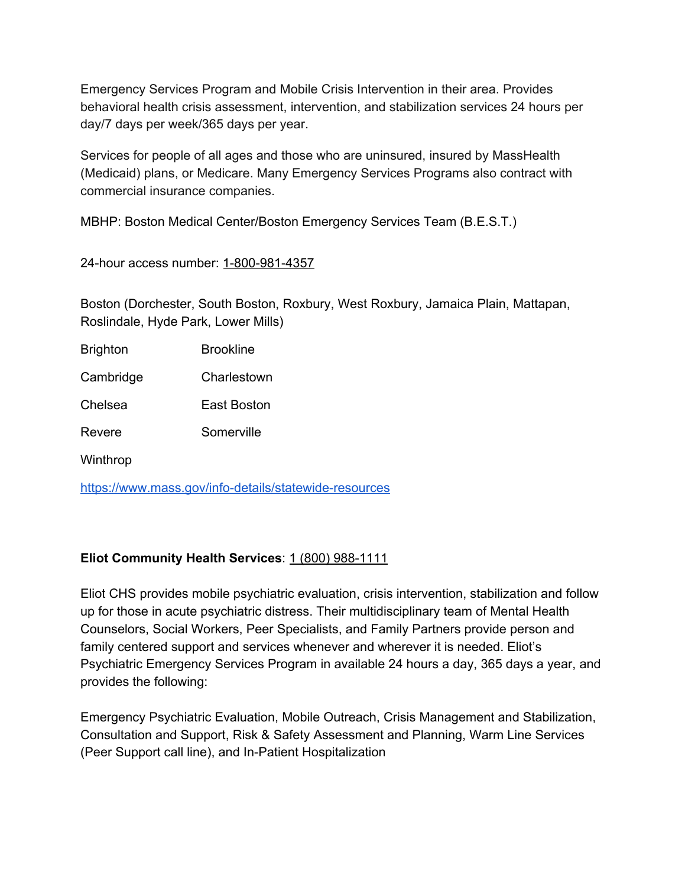Emergency Services Program and Mobile Crisis Intervention in their area. Provides behavioral health crisis assessment, intervention, and stabilization services 24 hours per day/7 days per week/365 days per year.

Services for people of all ages and those who are uninsured, insured by MassHealth (Medicaid) plans, or Medicare. Many Emergency Services Programs also contract with commercial insurance companies.

MBHP: Boston Medical Center/Boston Emergency Services Team (B.E.S.T.)

24-hour access number: 1-800-981-4357

Boston (Dorchester, South Boston, Roxbury, West Roxbury, Jamaica Plain, Mattapan, Roslindale, Hyde Park, Lower Mills)

| | |
|---|---|
| Brighton | Brookline |
| Cambridge | Charlestown |
| Chelsea | East Boston |
| Revere | Somerville |
| Winthrop | |

https://www.mass.gov/info-details/statewide-resources

**Eliot Community Health Services**: 1 (800) 988-1111

Eliot CHS provides mobile psychiatric evaluation, crisis intervention, stabilization and follow up for those in acute psychiatric distress. Their multidisciplinary team of Mental Health Counselors, Social Workers, Peer Specialists, and Family Partners provide person and family centered support and services whenever and wherever it is needed. Eliot's Psychiatric Emergency Services Program in available 24 hours a day, 365 days a year, and provides the following:

Emergency Psychiatric Evaluation, Mobile Outreach, Crisis Management and Stabilization, Consultation and Support, Risk & Safety Assessment and Planning, Warm Line Services (Peer Support call line), and In-Patient Hospitalization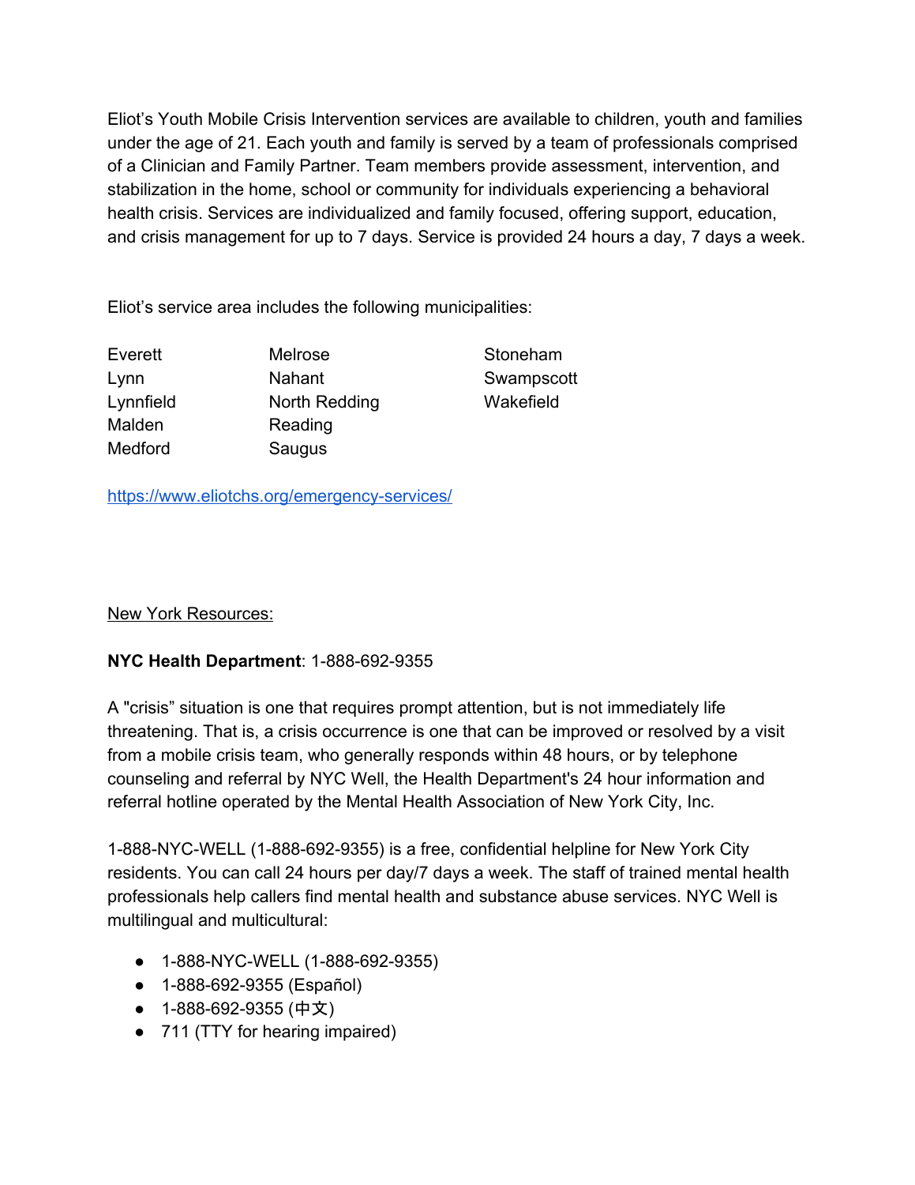Eliot's Youth Mobile Crisis Intervention services are available to children, youth and families under the age of 21. Each youth and family is served by a team of professionals comprised of a Clinician and Family Partner. Team members provide assessment, intervention, and stabilization in the home, school or community for individuals experiencing a behavioral health crisis. Services are individualized and family focused, offering support, education, and crisis management for up to 7 days. Service is provided 24 hours a day, 7 days a week.

Eliot's service area includes the following municipalities:

| | | |
|---|---|---|
| Everett | Melrose | Stoneham |
| Lynn | Nahant | Swampscott |
| Lynnfield | North Redding | Wakefield |
| Malden | Reading | |
| Medford | Saugus | |

[https://www.eliotchs.org/emergency-services/](https://www.eliotchs.org/emergency-services/)

<u>New York Resources:</u>

**NYC Health Department**: 1-888-692-9355

A "crisis" situation is one that requires prompt attention, but is not immediately life threatening. That is, a crisis occurrence is one that can be improved or resolved by a visit from a mobile crisis team, who generally responds within 48 hours, or by telephone counseling and referral by NYC Well, the Health Department's 24 hour information and referral hotline operated by the Mental Health Association of New York City, Inc.

1-888-NYC-WELL (1-888-692-9355) is a free, confidential helpline for New York City residents. You can call 24 hours per day/7 days a week. The staff of trained mental health professionals help callers find mental health and substance abuse services. NYC Well is multilingual and multicultural:

- 1-888-NYC-WELL (1-888-692-9355)
- 1-888-692-9355 (Español)
- 1-888-692-9355 (中文)
- 711 (TTY for hearing impaired)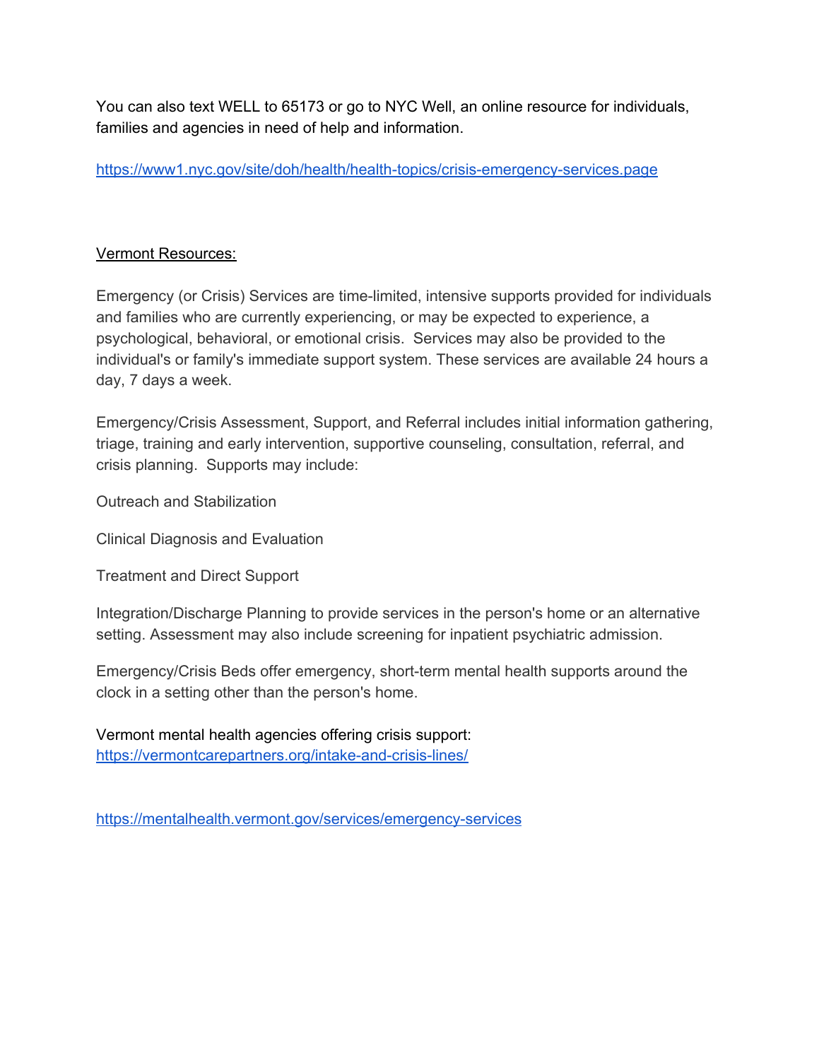You can also text WELL to 65173 or go to NYC Well, an online resource for individuals, families and agencies in need of help and information.

https://www1.nyc.gov/site/doh/health/health-topics/crisis-emergency-services.page

<u>Vermont Resources:</u>

Emergency (or Crisis) Services are time-limited, intensive supports provided for individuals and families who are currently experiencing, or may be expected to experience, a psychological, behavioral, or emotional crisis. Services may also be provided to the individual's or family's immediate support system. These services are available 24 hours a day, 7 days a week.

Emergency/Crisis Assessment, Support, and Referral includes initial information gathering, triage, training and early intervention, supportive counseling, consultation, referral, and crisis planning. Supports may include:

Outreach and Stabilization

Clinical Diagnosis and Evaluation

Treatment and Direct Support

Integration/Discharge Planning to provide services in the person's home or an alternative setting. Assessment may also include screening for inpatient psychiatric admission.

Emergency/Crisis Beds offer emergency, short-term mental health supports around the clock in a setting other than the person's home.

Vermont mental health agencies offering crisis support:
https://vermontcarepartners.org/intake-and-crisis-lines/

https://mentalhealth.vermont.gov/services/emergency-services